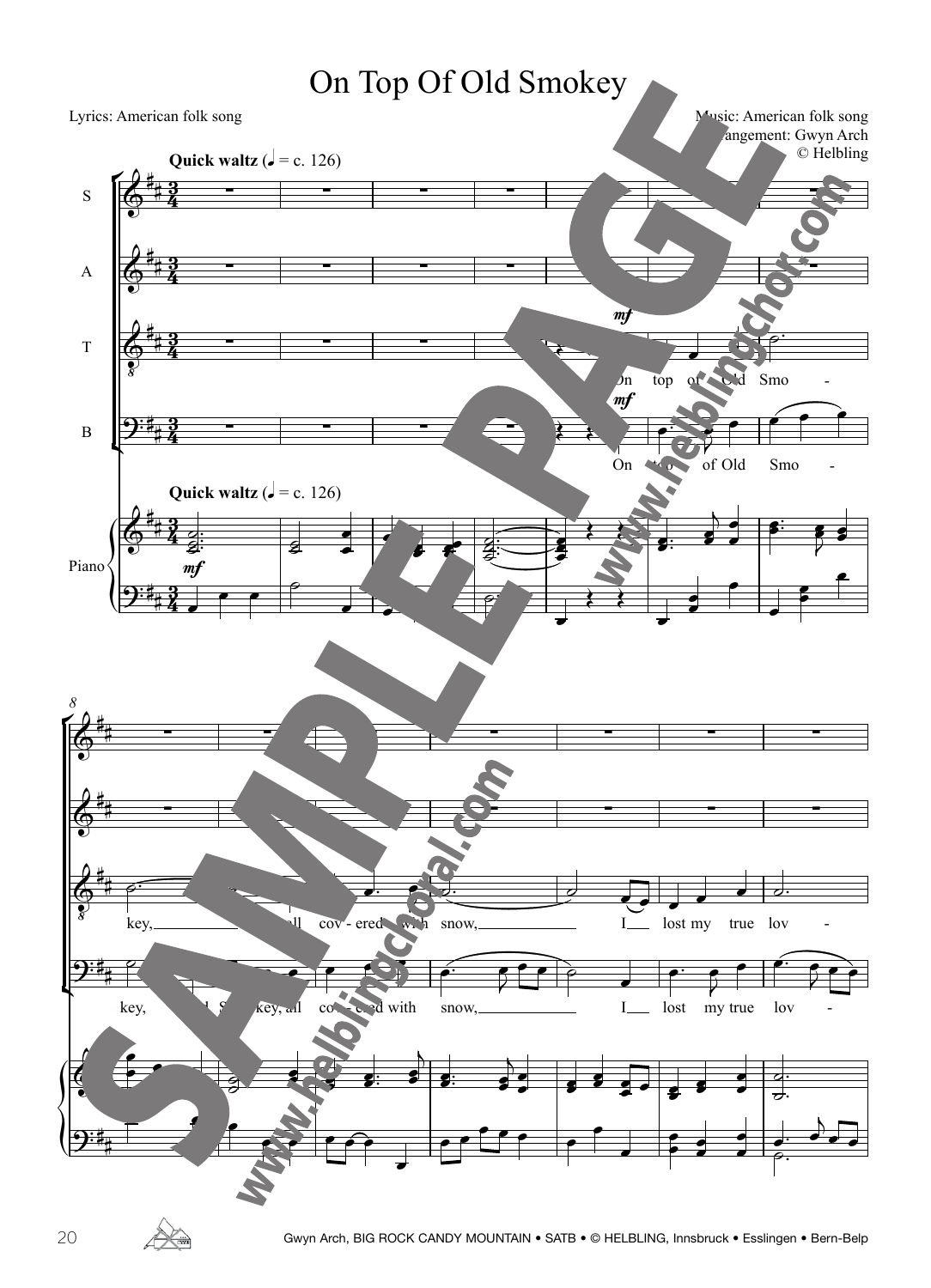# On Top Of Old Smokey

Lyrics: American folk song

Music: American folk song
Arrangement: Gwyn Arch
© Helbling

**Quick waltz** (♩ = c. 126)

S
A
T
B

Piano

On top of Old Smokey, all covered with snow,
I lost my true lov-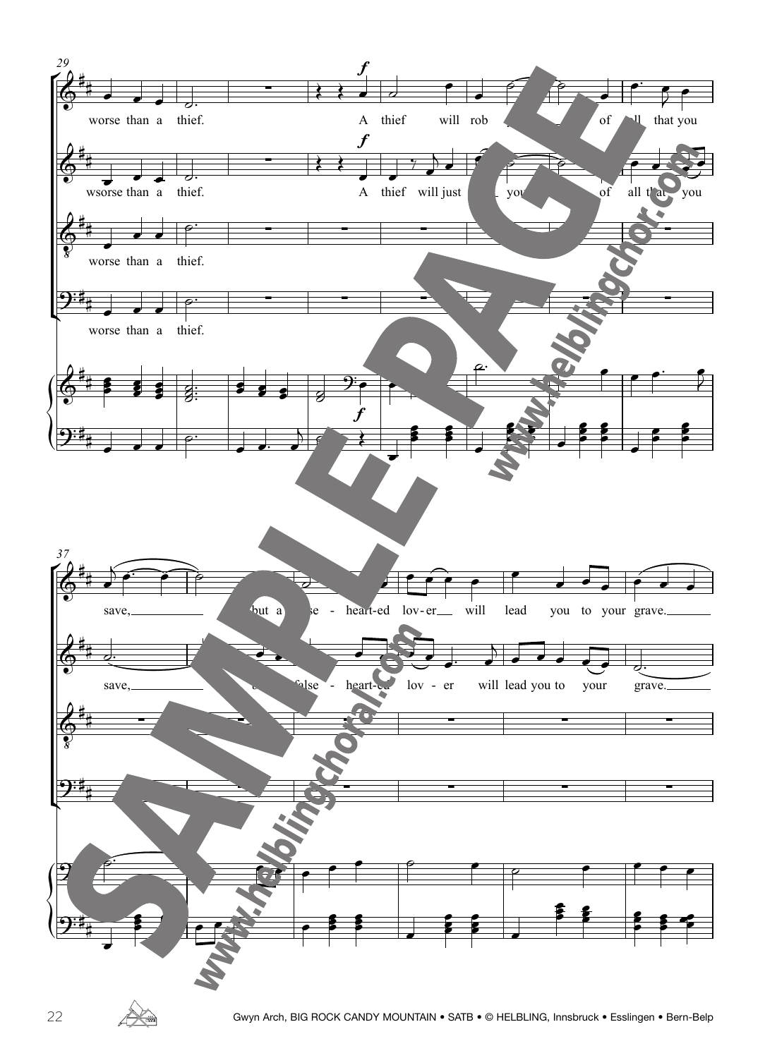29

worse than a thief. A thief will rob you of all that you

wsorse than a thief. A thief will just rob you of all that you

worse than a thief.

worse than a thief.

37

save, but a false - heart-ed lov-er will lead you to your grave.

save, but a false - heart-ed lov - er will lead you to your grave.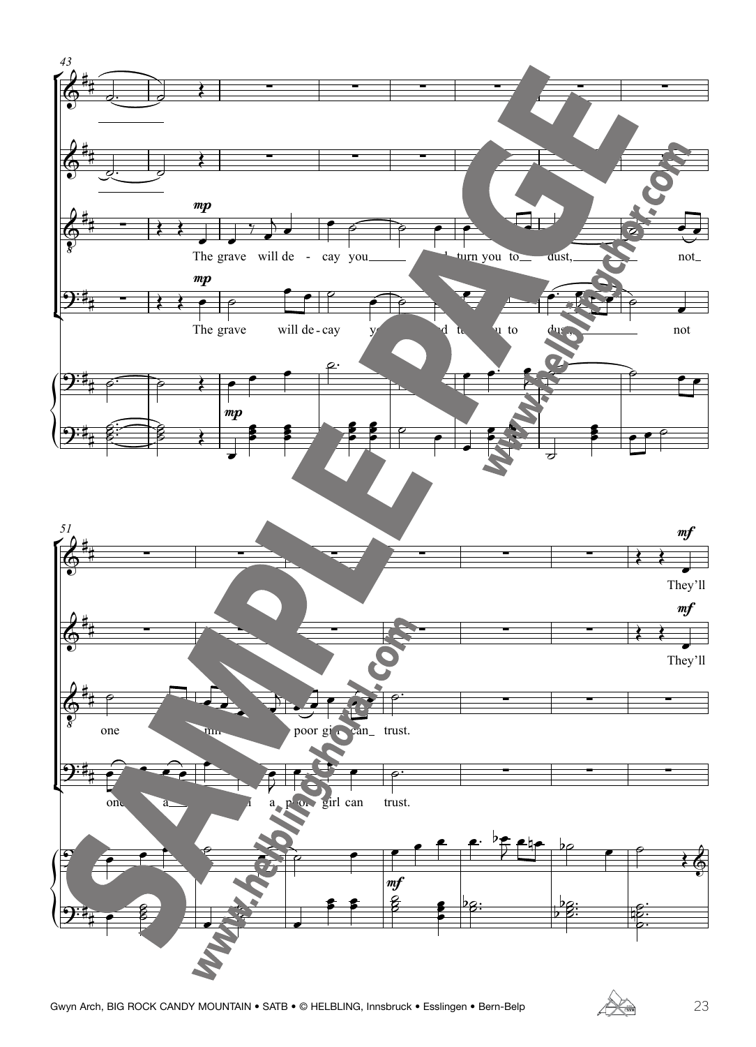43

*mp*

The grave will de - cay you and turn you to dust, not

*mp*

The grave will de - cay you and turn you to dust, not

51

*mf*

They'll

*mf*

They'll

one man a poor girl can trust.

one a a poor girl can trust.

*mf*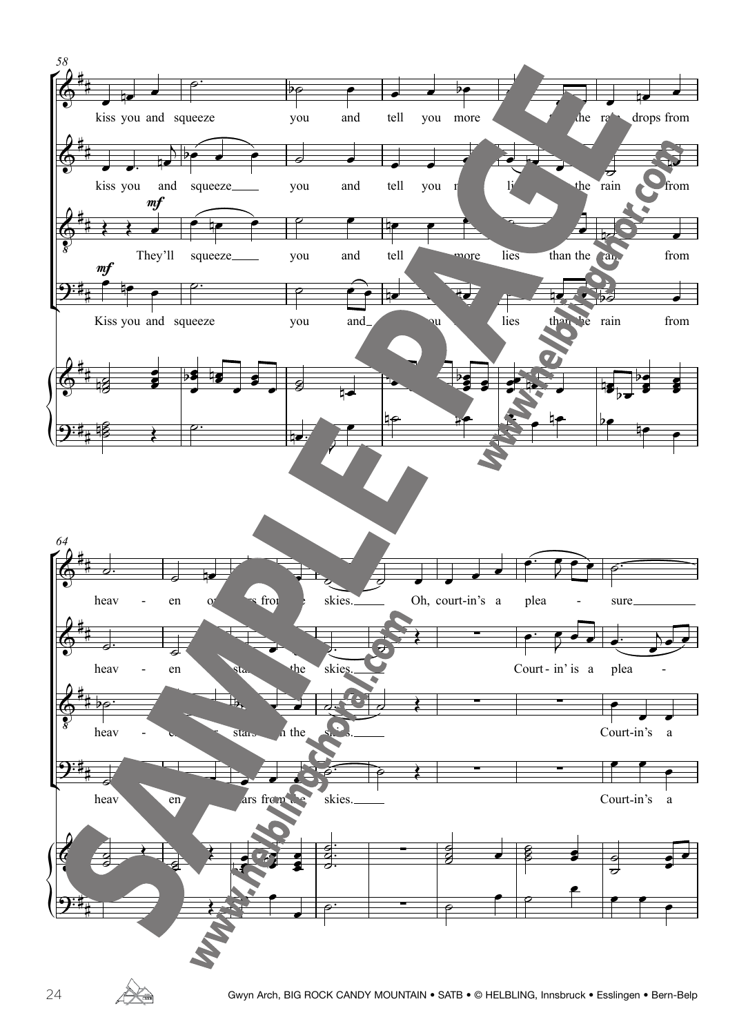58

kiss you and squeeze you and tell you more lies than the rain drops from heav - en or stars from the skies. Oh, court-in's a plea - sure

kiss you and squeeze you and tell you more lies than the rain from heav - en or stars from the skies. Court - in' is a plea -

*mf*

They'll squeeze you and tell you more lies than the rain from heav - en or stars from the skies. Court-in's a

*mf*

Kiss you and squeeze you and tell you more lies than the rain from heav - en or stars from the skies. Court-in's a

64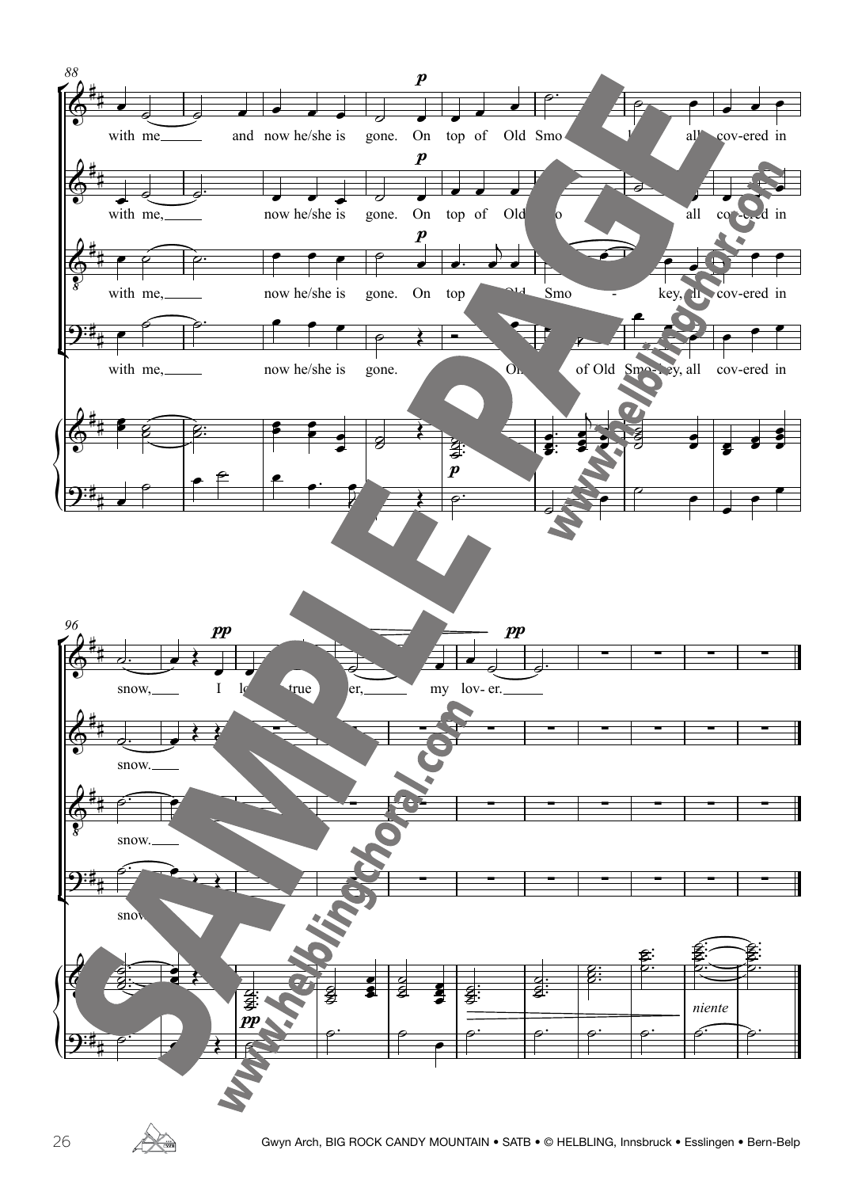88

with me and now he/she is gone. On top of Old Smoky, all covered in

with me, now he/she is gone. On top of Old Smoky, all covered in

with me, now he/she is gone. On top of Old Smo - key, all cov-ered in

with me, now he/she is gone. On top of Old Smo-key, all cov-ered in

96

snow, I lost my true lover, my lov- er.

snow.

snow.

snow.

*niente*

SAMPLE PAGE

www.helblingchoral.com

www.helblingchor.com